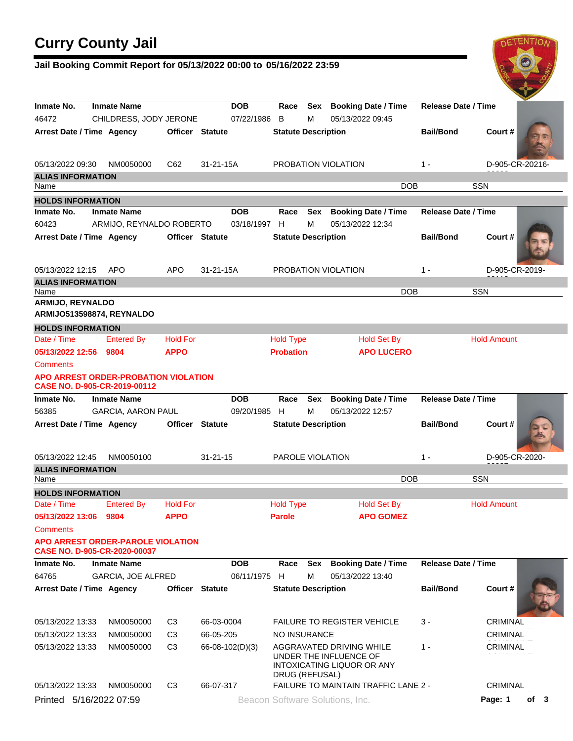# Curry County Jail

## Jail Booking Commit Report for 05/13/2022 00:00 to 05/16/2022 23:59

| Inmate No. | Inmate Name | DOB | Race | Sex | Booking Date / Time | Release Date / Time |
|---|---|---|---|---|---|---|
| 46472 | CHILDRESS, JODY JERONE | 07/22/1986 | B | M | 05/13/2022 09:45 | |

| Arrest Date / Time | Agency | Officer | Statute | Statute Description | Bail/Bond | Court # |
|---|---|---|---|---|---|---|
| 05/13/2022 09:30 | NM0050000 | C62 | 31-21-15A | PROBATION VIOLATION | 1 - | D-905-CR-20216- |

**ALIAS INFORMATION**

| Name | DOB | SSN |
|---|---|---|

**HOLDS INFORMATION**

| Inmate No. | Inmate Name | DOB | Race | Sex | Booking Date / Time | Release Date / Time |
|---|---|---|---|---|---|---|
| 60423 | ARMIJO, REYNALDO ROBERTO | 03/18/1997 | H | M | 05/13/2022 12:34 | |

| Arrest Date / Time | Agency | Officer | Statute | Statute Description | Bail/Bond | Court # |
|---|---|---|---|---|---|---|
| 05/13/2022 12:15 | APO | APO | 31-21-15A | PROBATION VIOLATION | 1 - | D-905-CR-2019- |

**ALIAS INFORMATION**

| Name | DOB | SSN |
|---|---|---|
| **ARMIJO, REYNALDO** | | |
| **ARMIJO513598874, REYNALDO** | | |

**HOLDS INFORMATION**

| Date / Time | Entered By | Hold For | Hold Type | Hold Set By | Hold Amount |
|---|---|---|---|---|---|
| **05/13/2022 12:56** | **9804** | **APPO** | **Probation** | **APO LUCERO** | |

Comments

**APO ARREST ORDER-PROBATION VIOLATION**
**CASE NO. D-905-CR-2019-00112**

| Inmate No. | Inmate Name | DOB | Race | Sex | Booking Date / Time | Release Date / Time |
|---|---|---|---|---|---|---|
| 56385 | GARCIA, AARON PAUL | 09/20/1985 | H | M | 05/13/2022 12:57 | |

| Arrest Date / Time | Agency | Officer | Statute | Statute Description | Bail/Bond | Court # |
|---|---|---|---|---|---|---|
| 05/13/2022 12:45 | NM0050100 | | 31-21-15 | PAROLE VIOLATION | 1 - | D-905-CR-2020- |

**ALIAS INFORMATION**

| Name | DOB | SSN |
|---|---|---|

**HOLDS INFORMATION**

| Date / Time | Entered By | Hold For | Hold Type | Hold Set By | Hold Amount |
|---|---|---|---|---|---|
| **05/13/2022 13:06** | **9804** | **APPO** | **Parole** | **APO GOMEZ** | |

Comments

**APO ARREST ORDER-PAROLE VIOLATION**
**CASE NO. D-905-CR-2020-00037**

| Inmate No. | Inmate Name | DOB | Race | Sex | Booking Date / Time | Release Date / Time |
|---|---|---|---|---|---|---|
| 64765 | GARCIA, JOE ALFRED | 06/11/1975 | H | M | 05/13/2022 13:40 | |

| Arrest Date / Time | Agency | Officer | Statute | Statute Description | Bail/Bond | Court # |
|---|---|---|---|---|---|---|
| 05/13/2022 13:33 | NM0050000 | C3 | 66-03-0004 | FAILURE TO REGISTER VEHICLE | 3 - | CRIMINAL |
| 05/13/2022 13:33 | NM0050000 | C3 | 66-05-205 | NO INSURANCE | | CRIMINAL |
| 05/13/2022 13:33 | NM0050000 | C3 | 66-08-102(D)(3) | AGGRAVATED DRIVING WHILE UNDER THE INFLUENCE OF INTOXICATING LIQUOR OR ANY DRUG (REFUSAL) | 1 - | CRIMINAL |
| 05/13/2022 13:33 | NM0050000 | C3 | 66-07-317 | FAILURE TO MAINTAIN TRAFFIC LANE | 2 - | CRIMINAL |

Printed 5/16/2022 07:59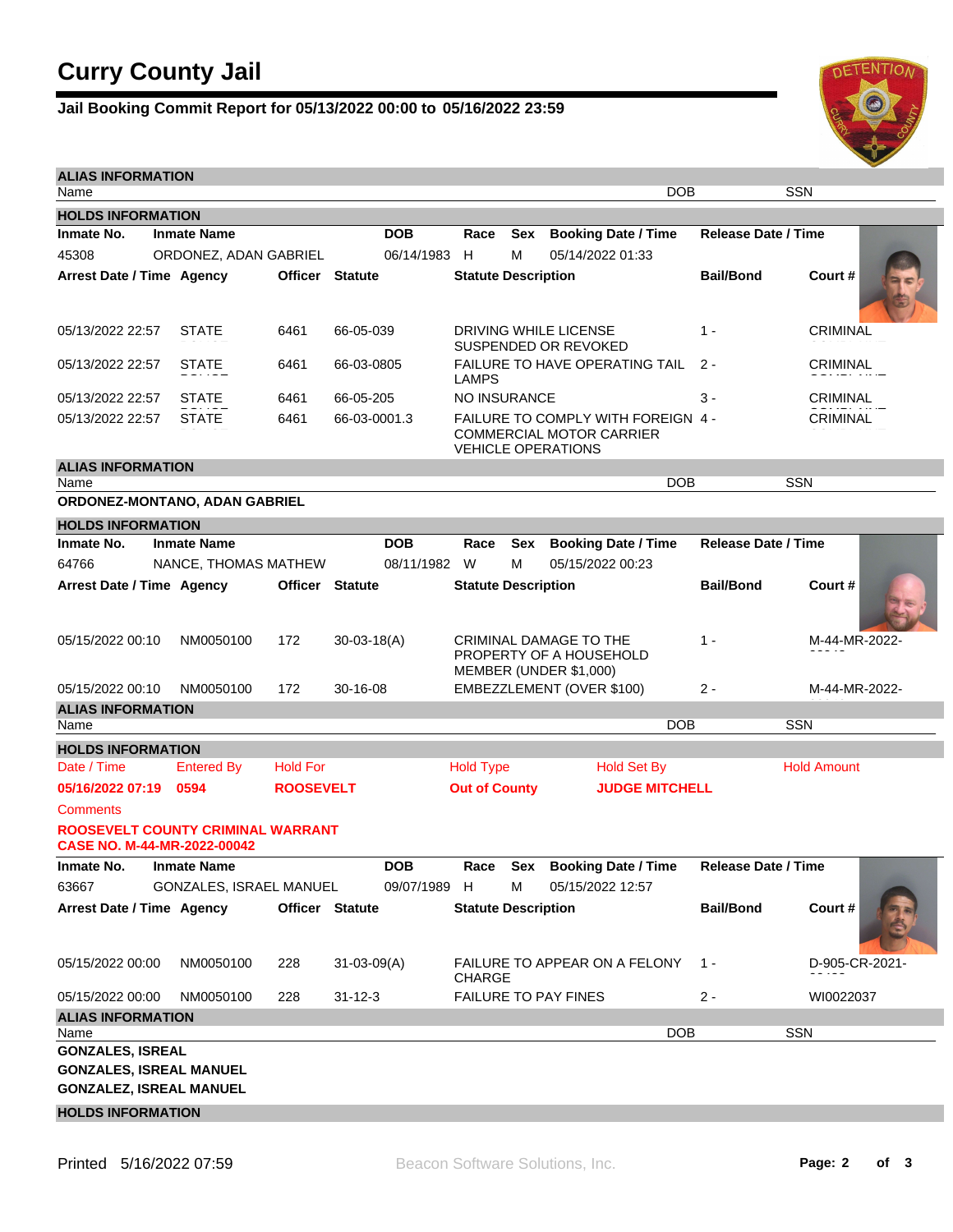# Curry County Jail

## Jail Booking Commit Report for 05/13/2022 00:00 to 05/16/2022 23:59

**ALIAS INFORMATION**

| Name | DOB | SSN |
|---|---|---|

**HOLDS INFORMATION**

| Inmate No. | Inmate Name | DOB | Race | Sex | Booking Date / Time | Release Date / Time |
|---|---|---|---|---|---|---|
| 45308 | ORDONEZ, ADAN GABRIEL | 06/14/1983 | H | M | 05/14/2022 01:33 | |

| Arrest Date / Time | Agency | Officer | Statute | Statute Description | Bail/Bond | Court # |
|---|---|---|---|---|---|---|
| 05/13/2022 22:57 | STATE | 6461 | 66-05-039 | DRIVING WHILE LICENSE SUSPENDED OR REVOKED | 1 - | CRIMINAL |
| 05/13/2022 22:57 | STATE | 6461 | 66-03-0805 | FAILURE TO HAVE OPERATING TAIL LAMPS | 2 - | CRIMINAL |
| 05/13/2022 22:57 | STATE | 6461 | 66-05-205 | NO INSURANCE | 3 - | CRIMINAL |
| 05/13/2022 22:57 | STATE | 6461 | 66-03-0001.3 | FAILURE TO COMPLY WITH FOREIGN COMMERCIAL MOTOR CARRIER VEHICLE OPERATIONS | 4 - | CRIMINAL |

**ALIAS INFORMATION**

| Name | DOB | SSN |
|---|---|---|
| **ORDONEZ-MONTANO, ADAN GABRIEL** | | |

**HOLDS INFORMATION**

| Inmate No. | Inmate Name | DOB | Race | Sex | Booking Date / Time | Release Date / Time |
|---|---|---|---|---|---|---|
| 64766 | NANCE, THOMAS MATHEW | 08/11/1982 | W | M | 05/15/2022 00:23 | |

| Arrest Date / Time | Agency | Officer | Statute | Statute Description | Bail/Bond | Court # |
|---|---|---|---|---|---|---|
| 05/15/2022 00:10 | NM0050100 | 172 | 30-03-18(A) | CRIMINAL DAMAGE TO THE PROPERTY OF A HOUSEHOLD MEMBER (UNDER $1,000) | 1 - | M-44-MR-2022- |
| 05/15/2022 00:10 | NM0050100 | 172 | 30-16-08 | EMBEZZLEMENT (OVER $100) | 2 - | M-44-MR-2022- |

**ALIAS INFORMATION**

| Name | DOB | SSN |
|---|---|---|

**HOLDS INFORMATION**

| Date / Time | Entered By | Hold For | Hold Type | Hold Set By | Hold Amount |
|---|---|---|---|---|---|
| **05/16/2022 07:19** | **0594** | **ROOSEVELT** | **Out of County** | **JUDGE MITCHELL** | |

Comments

**ROOSEVELT COUNTY CRIMINAL WARRANT CASE NO. M-44-MR-2022-00042**

| Inmate No. | Inmate Name | DOB | Race | Sex | Booking Date / Time | Release Date / Time |
|---|---|---|---|---|---|---|
| 63667 | GONZALES, ISRAEL MANUEL | 09/07/1989 | H | M | 05/15/2022 12:57 | |

| Arrest Date / Time | Agency | Officer | Statute | Statute Description | Bail/Bond | Court # |
|---|---|---|---|---|---|---|
| 05/15/2022 00:00 | NM0050100 | 228 | 31-03-09(A) | FAILURE TO APPEAR ON A FELONY CHARGE | 1 - | D-905-CR-2021- |
| 05/15/2022 00:00 | NM0050100 | 228 | 31-12-3 | FAILURE TO PAY FINES | 2 - | WI0022037 |

**ALIAS INFORMATION**

| Name | DOB | SSN |
|---|---|---|
| **GONZALES, ISREAL** | | |
| **GONZALES, ISREAL MANUEL** | | |
| **GONZALEZ, ISREAL MANUEL** | | |

**HOLDS INFORMATION**

Printed 5/16/2022 07:59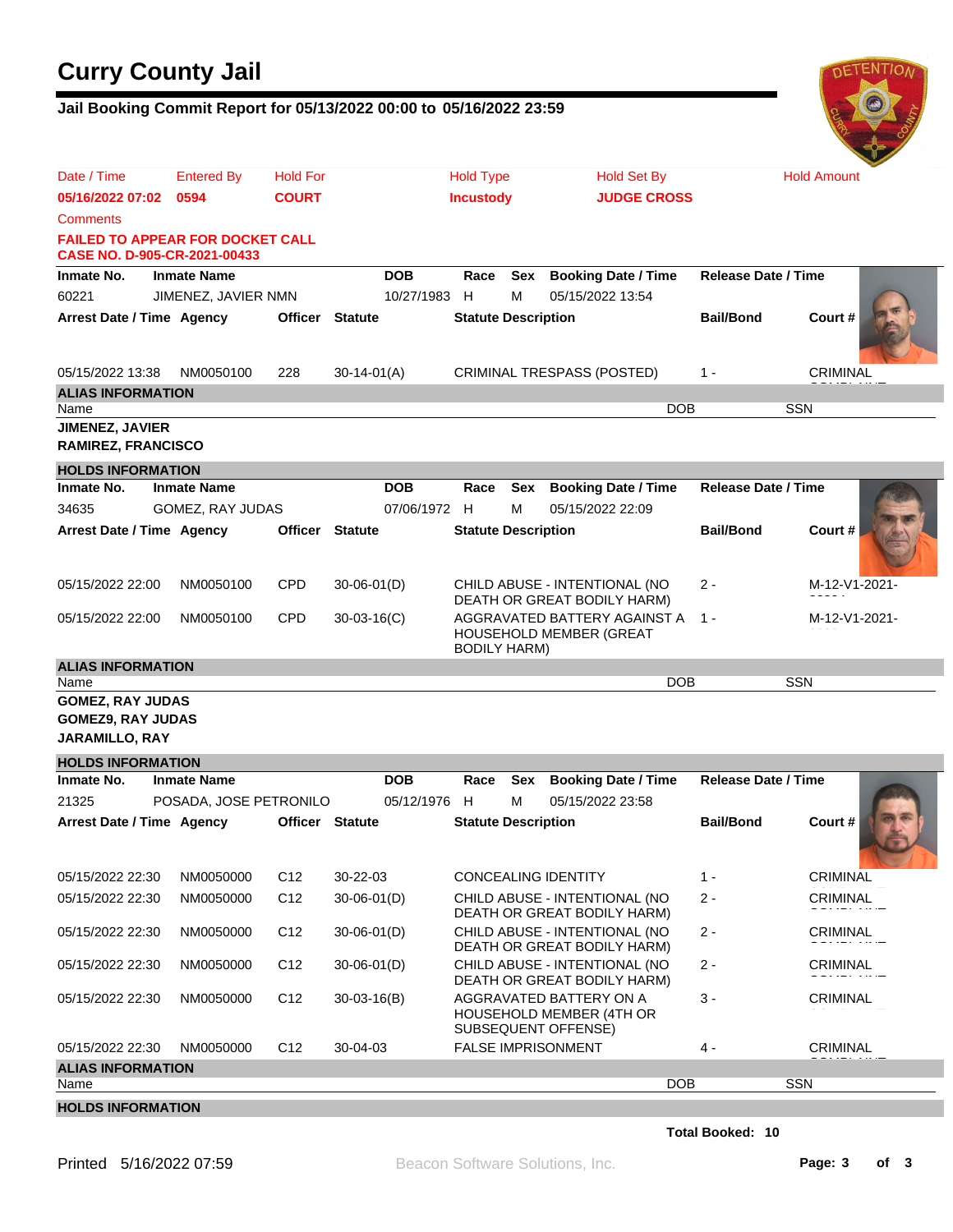# Curry County Jail

## Jail Booking Commit Report for 05/13/2022 00:00 to 05/16/2022 23:59

| Date / Time | Entered By | Hold For | Hold Type | Hold Set By | Hold Amount |
|---|---|---|---|---|---|
| **05/16/2022 07:02** | **0594** | **COURT** | **Incustody** | **JUDGE CROSS** | |

Comments

**FAILED TO APPEAR FOR DOCKET CALL**
**CASE NO. D-905-CR-2021-00433**

| Inmate No. | Inmate Name | DOB | Race | Sex | Booking Date / Time | Release Date / Time |
|---|---|---|---|---|---|---|
| 60221 | JIMENEZ, JAVIER NMN | 10/27/1983 | H | M | 05/15/2022 13:54 | |

| Arrest Date / Time | Agency | Officer | Statute | Statute Description | Bail/Bond | Court # |
|---|---|---|---|---|---|---|
| 05/15/2022 13:38 | NM0050100 | 228 | 30-14-01(A) | CRIMINAL TRESPASS (POSTED) | 1 - | CRIMINAL |

**ALIAS INFORMATION**

| Name | DOB | SSN |
|---|---|---|
| **JIMENEZ, JAVIER** | | |
| **RAMIREZ, FRANCISCO** | | |

**HOLDS INFORMATION**

| Inmate No. | Inmate Name | DOB | Race | Sex | Booking Date / Time | Release Date / Time |
|---|---|---|---|---|---|---|
| 34635 | GOMEZ, RAY JUDAS | 07/06/1972 | H | M | 05/15/2022 22:09 | |

| Arrest Date / Time | Agency | Officer | Statute | Statute Description | Bail/Bond | Court # |
|---|---|---|---|---|---|---|
| 05/15/2022 22:00 | NM0050100 | CPD | 30-06-01(D) | CHILD ABUSE - INTENTIONAL (NO DEATH OR GREAT BODILY HARM) | 2 - | M-12-V1-2021- |
| 05/15/2022 22:00 | NM0050100 | CPD | 30-03-16(C) | AGGRAVATED BATTERY AGAINST A HOUSEHOLD MEMBER (GREAT BODILY HARM) | 1 - | M-12-V1-2021- |

**ALIAS INFORMATION**

| Name | DOB | SSN |
|---|---|---|
| **GOMEZ, RAY JUDAS** | | |
| **GOMEZ9, RAY JUDAS** | | |
| **JARAMILLO, RAY** | | |

**HOLDS INFORMATION**

| Inmate No. | Inmate Name | DOB | Race | Sex | Booking Date / Time | Release Date / Time |
|---|---|---|---|---|---|---|
| 21325 | POSADA, JOSE PETRONILO | 05/12/1976 | H | M | 05/15/2022 23:58 | |

| Arrest Date / Time | Agency | Officer | Statute | Statute Description | Bail/Bond | Court # |
|---|---|---|---|---|---|---|
| 05/15/2022 22:30 | NM0050000 | C12 | 30-22-03 | CONCEALING IDENTITY | 1 - | CRIMINAL |
| 05/15/2022 22:30 | NM0050000 | C12 | 30-06-01(D) | CHILD ABUSE - INTENTIONAL (NO DEATH OR GREAT BODILY HARM) | 2 - | CRIMINAL |
| 05/15/2022 22:30 | NM0050000 | C12 | 30-06-01(D) | CHILD ABUSE - INTENTIONAL (NO DEATH OR GREAT BODILY HARM) | 2 - | CRIMINAL |
| 05/15/2022 22:30 | NM0050000 | C12 | 30-06-01(D) | CHILD ABUSE - INTENTIONAL (NO DEATH OR GREAT BODILY HARM) | 2 - | CRIMINAL |
| 05/15/2022 22:30 | NM0050000 | C12 | 30-03-16(B) | AGGRAVATED BATTERY ON A HOUSEHOLD MEMBER (4TH OR SUBSEQUENT OFFENSE) | 3 - | CRIMINAL |
| 05/15/2022 22:30 | NM0050000 | C12 | 30-04-03 | FALSE IMPRISONMENT | 4 - | CRIMINAL |

**ALIAS INFORMATION**

| Name | DOB | SSN |
|---|---|---|

**HOLDS INFORMATION**

**Total Booked: 10**

Printed 5/16/2022 07:59 — Beacon Software Solutions, Inc.